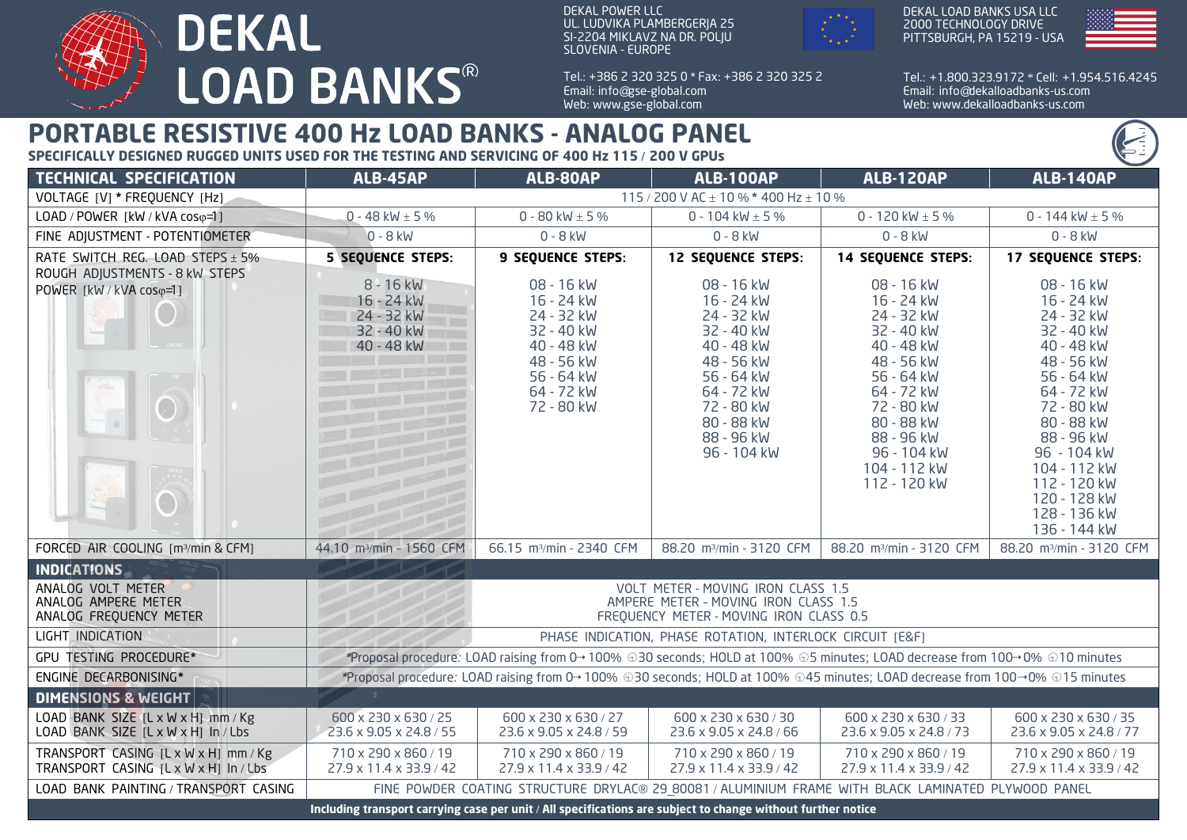# DEKAL LOAD BANKS®

DEKAL POWER LLC
UL. LUDVIKA PLAMBERGERJA 25
SI-2204 MIKLAVZ NA DR. POLJU
SLOVENIA - EUROPE

Tel.: +386 2 320 325 0 * Fax: +386 2 320 325 2
Email: info@gse-global.com
Web: www.gse-global.com

DEKAL LOAD BANKS USA LLC
2000 TECHNOLOGY DRIVE
PITTSBURGH, PA 15219 - USA

Tel.: +1.800.323.9172 * Cell: +1.954.516.4245
Email: info@dekalloadbanks-us.com
Web: www.dekalloadbanks-us.com

## PORTABLE RESISTIVE 400 Hz LOAD BANKS - ANALOG PANEL

**SPECIFICALLY DESIGNED RUGGED UNITS USED FOR THE TESTING AND SERVICING OF 400 Hz 115 / 200 V GPUs**

| TECHNICAL SPECIFICATION | ALB-45AP | ALB-80AP | ALB-100AP | ALB-120AP | ALB-140AP |
|---|---|---|---|---|---|
| VOLTAGE [V] * FREQUENCY [Hz] | 115 / 200 V AC ± 10 % * 400 Hz ± 10 % | | | | |
| LOAD / POWER [kW / kVA cosφ=1] | 0 - 48 kW ± 5 % | 0 - 80 kW ± 5 % | 0 - 104 kW ± 5 % | 0 - 120 kW ± 5 % | 0 - 144 kW ± 5 % |
| FINE ADJUSTMENT - POTENTIOMETER | 0 - 8 kW | 0 - 8 kW | 0 - 8 kW | 0 - 8 kW | 0 - 8 kW |
| RATE SWITCH REG. LOAD STEPS ± 5% ROUGH ADJUSTMENTS - 8 kW STEPS POWER [kW / kVA cosφ=1] | **5 SEQUENCE STEPS:** 8 - 16 kW, 16 - 24 kW, 24 - 32 kW, 32 - 40 kW, 40 - 48 kW | **9 SEQUENCE STEPS:** 08 - 16 kW, 16 - 24 kW, 24 - 32 kW, 32 - 40 kW, 40 - 48 kW, 48 - 56 kW, 56 - 64 kW, 64 - 72 kW, 72 - 80 kW | **12 SEQUENCE STEPS:** 08 - 16 kW, 16 - 24 kW, 24 - 32 kW, 32 - 40 kW, 40 - 48 kW, 48 - 56 kW, 56 - 64 kW, 64 - 72 kW, 72 - 80 kW, 80 - 88 kW, 88 - 96 kW, 96 - 104 kW | **14 SEQUENCE STEPS:** 08 - 16 kW, 16 - 24 kW, 24 - 32 kW, 32 - 40 kW, 40 - 48 kW, 48 - 56 kW, 56 - 64 kW, 64 - 72 kW, 72 - 80 kW, 80 - 88 kW, 88 - 96 kW, 96 - 104 kW, 104 - 112 kW, 112 - 120 kW | **17 SEQUENCE STEPS:** 08 - 16 kW, 16 - 24 kW, 24 - 32 kW, 32 - 40 kW, 40 - 48 kW, 48 - 56 kW, 56 - 64 kW, 64 - 72 kW, 72 - 80 kW, 80 - 88 kW, 88 - 96 kW, 96 - 104 kW, 104 - 112 kW, 112 - 120 kW, 120 - 128 kW, 128 - 136 kW, 136 - 144 kW |
| FORCED AIR COOLING [m³/min & CFM] | 44.10 m³/min - 1560 CFM | 66.15 m³/min - 2340 CFM | 88.20 m³/min - 3120 CFM | 88.20 m³/min - 3120 CFM | 88.20 m³/min - 3120 CFM |
| **INDICATIONS** | | | | | |
| ANALOG VOLT METER, ANALOG AMPERE METER, ANALOG FREQUENCY METER | VOLT METER - MOVING IRON CLASS 1.5, AMPERE METER - MOVING IRON CLASS 1.5, FREQUENCY METER - MOVING IRON CLASS 0.5 | | | | |
| LIGHT INDICATION | PHASE INDICATION, PHASE ROTATION, INTERLOCK CIRCUIT [E&F] | | | | |
| GPU TESTING PROCEDURE* | *Proposal procedure: LOAD raising from 0→ 100% ⏲30 seconds; HOLD at 100% ⏲5 minutes; LOAD decrease from 100→0% ⏲10 minutes | | | | |
| ENGINE DECARBONISING* | *Proposal procedure: LOAD raising from 0→ 100% ⏲30 seconds; HOLD at 100% ⏲45 minutes; LOAD decrease from 100→0% ⏲15 minutes | | | | |
| **DIMENSIONS & WEIGHT** | | | | | |
| LOAD BANK SIZE [L x W x H] mm / Kg, LOAD BANK SIZE [L x W x H] In / Lbs | 600 x 230 x 630 / 25, 23.6 x 9.05 x 24.8 / 55 | 600 x 230 x 630 / 27, 23.6 x 9.05 x 24.8 / 59 | 600 x 230 x 630 / 30, 23.6 x 9.05 x 24.8 / 66 | 600 x 230 x 630 / 33, 23.6 x 9.05 x 24.8 / 73 | 600 x 230 x 630 / 35, 23.6 x 9.05 x 24.8 / 77 |
| TRANSPORT CASING [L x W x H] mm / Kg, TRANSPORT CASING [L x W x H] In / Lbs | 710 x 290 x 860 / 19, 27.9 x 11.4 x 33.9 / 42 | 710 x 290 x 860 / 19, 27.9 x 11.4 x 33.9 / 42 | 710 x 290 x 860 / 19, 27.9 x 11.4 x 33.9 / 42 | 710 x 290 x 860 / 19, 27.9 x 11.4 x 33.9 / 42 | 710 x 290 x 860 / 19, 27.9 x 11.4 x 33.9 / 42 |
| LOAD BANK PAINTING / TRANSPORT CASING | FINE POWDER COATING STRUCTURE DRYLAC® 29_80081 / ALUMINIUM FRAME WITH BLACK LAMINATED PLYWOOD PANEL | | | | |

**Including transport carrying case per unit / All specifications are subject to change without further notice**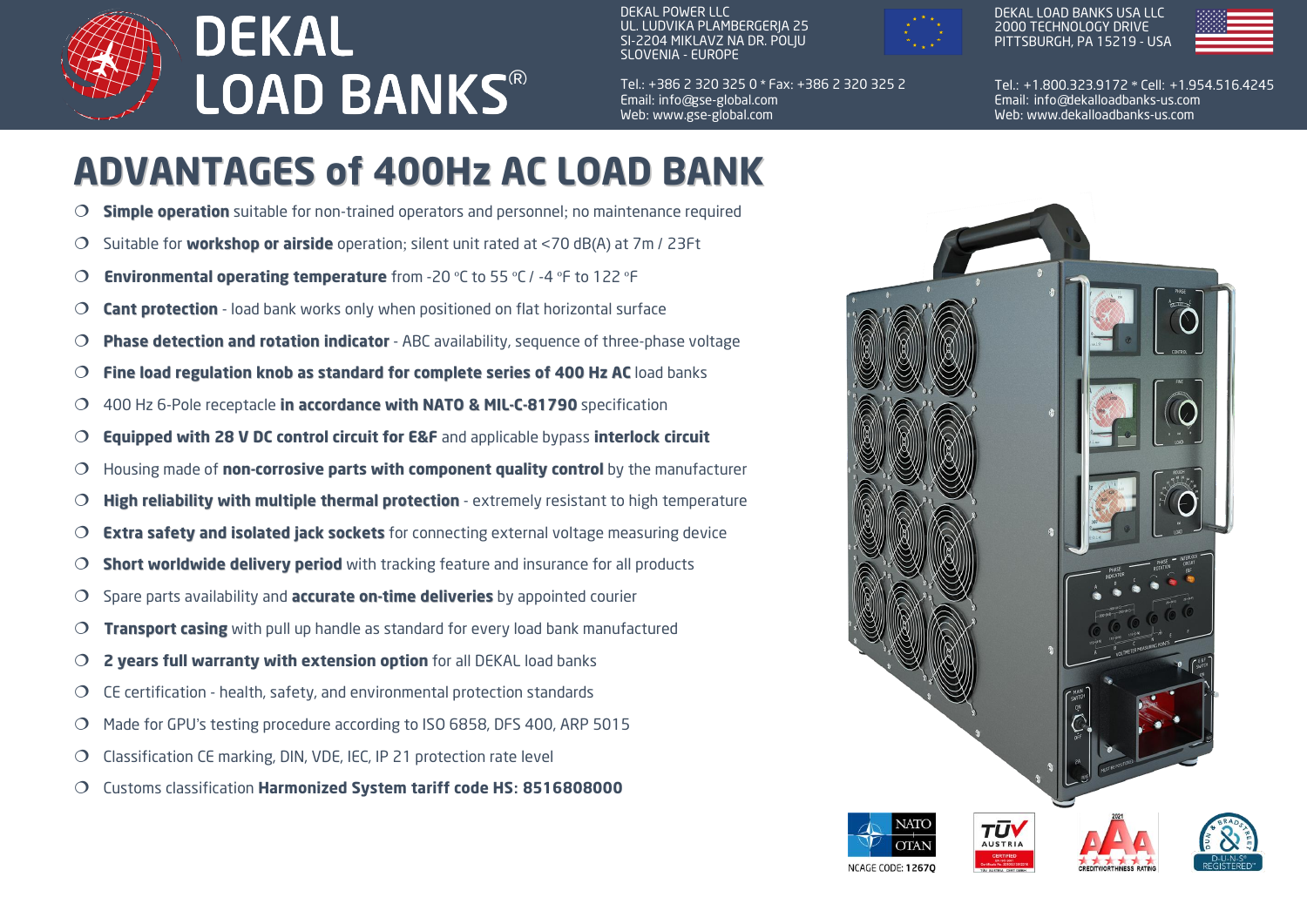# DEKAL LOAD BANKS®

DEKAL POWER LLC
UL. LUDVIKA PLAMBERGERJA 25
SI-2204 MIKLAVZ NA DR. POLJU
SLOVENIA - EUROPE

Tel.: +386 2 320 325 0 * Fax: +386 2 320 325 2
Email: info@gse-global.com
Web: www.gse-global.com

DEKAL LOAD BANKS USA LLC
2000 TECHNOLOGY DRIVE
PITTSBURGH, PA 15219 - USA

Tel.: +1.800.323.9172 * Cell: +1.954.516.4245
Email: info@dekalloadbanks-us.com
Web: www.dekalloadbanks-us.com

## ADVANTAGES of 400Hz AC LOAD BANK

- **Simple operation** suitable for non-trained operators and personnel; no maintenance required
- Suitable for **workshop or airside** operation; silent unit rated at <70 dB(A) at 7m / 23Ft
- **Environmental operating temperature** from -20 °C to 55 °C / -4 °F to 122 °F
- **Cant protection** - load bank works only when positioned on flat horizontal surface
- **Phase detection and rotation indicator** - ABC availability, sequence of three-phase voltage
- **Fine load regulation knob as standard for complete series of 400 Hz AC** load banks
- 400 Hz 6-Pole receptacle **in accordance with NATO & MIL-C-81790** specification
- **Equipped with 28 V DC control circuit for E&F** and applicable bypass **interlock circuit**
- Housing made of **non-corrosive parts with component quality control** by the manufacturer
- **High reliability with multiple thermal protection** - extremely resistant to high temperature
- **Extra safety and isolated jack sockets** for connecting external voltage measuring device
- **Short worldwide delivery period** with tracking feature and insurance for all products
- Spare parts availability and **accurate on-time deliveries** by appointed courier
- **Transport casing** with pull up handle as standard for every load bank manufactured
- **2 years full warranty with extension option** for all DEKAL load banks
- CE certification - health, safety, and environmental protection standards
- Made for GPU's testing procedure according to ISO 6858, DFS 400, ARP 5015
- Classification CE marking, DIN, VDE, IEC, IP 21 protection rate level
- Customs classification **Harmonized System tariff code HS: 8516808000**

NATO OTAN
NCAGE CODE: 1267Q

TÜV AUSTRIA CERTIFIED

2021 AAA CREDITWORTHINESS RATING

DUN & BRADSTREET D-U-N-S® REGISTERED™